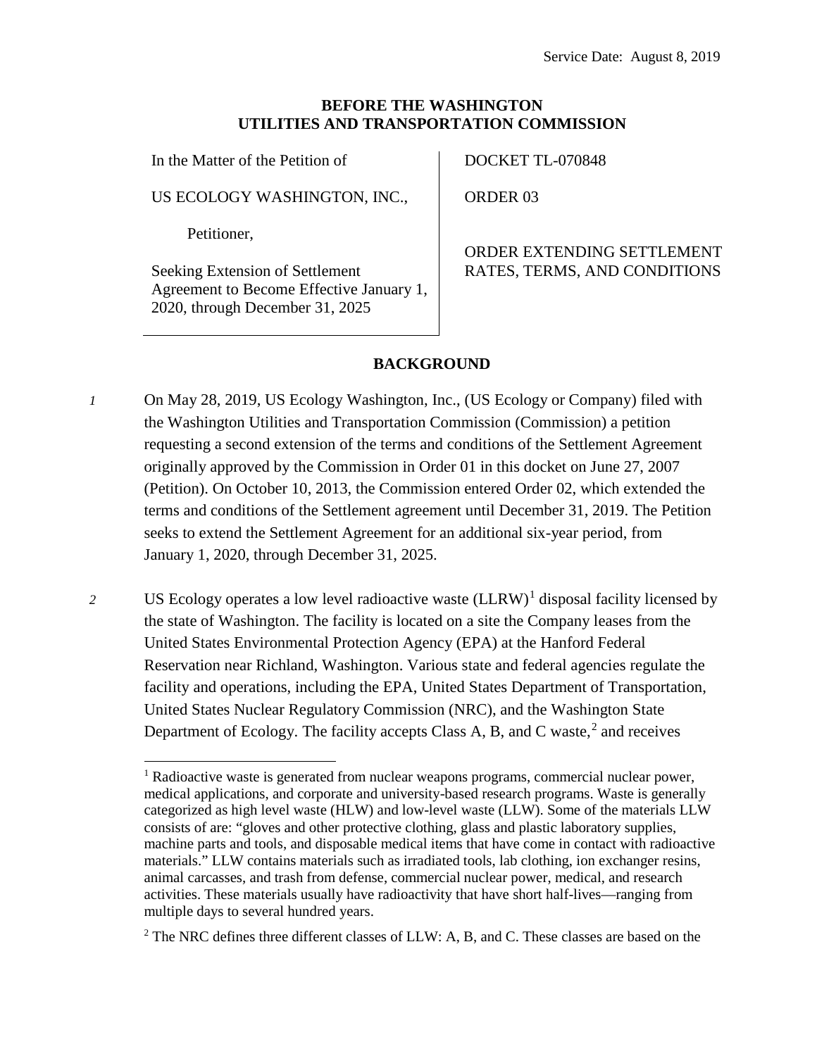Service Date: August 8, 2019

**BEFORE THE WASHINGTON UTILITIES AND TRANSPORTATION COMMISSION**

| In the Matter of the Petition of | DOCKET TL-070848 |
|---|---|
| US ECOLOGY WASHINGTON, INC., | ORDER 03 |
| Petitioner, | |
| Seeking Extension of Settlement Agreement to Become Effective January 1, 2020, through December 31, 2025 | ORDER EXTENDING SETTLEMENT RATES, TERMS, AND CONDITIONS |

## BACKGROUND

*1* On May 28, 2019, US Ecology Washington, Inc., (US Ecology or Company) filed with the Washington Utilities and Transportation Commission (Commission) a petition requesting a second extension of the terms and conditions of the Settlement Agreement originally approved by the Commission in Order 01 in this docket on June 27, 2007 (Petition). On October 10, 2013, the Commission entered Order 02, which extended the terms and conditions of the Settlement agreement until December 31, 2019. The Petition seeks to extend the Settlement Agreement for an additional six-year period, from January 1, 2020, through December 31, 2025.

*2* US Ecology operates a low level radioactive waste (LLRW)[1] disposal facility licensed by the state of Washington. The facility is located on a site the Company leases from the United States Environmental Protection Agency (EPA) at the Hanford Federal Reservation near Richland, Washington. Various state and federal agencies regulate the facility and operations, including the EPA, United States Department of Transportation, United States Nuclear Regulatory Commission (NRC), and the Washington State Department of Ecology. The facility accepts Class A, B, and C waste,[2] and receives

[1] Radioactive waste is generated from nuclear weapons programs, commercial nuclear power, medical applications, and corporate and university-based research programs. Waste is generally categorized as high level waste (HLW) and low-level waste (LLW). Some of the materials LLW consists of are: "gloves and other protective clothing, glass and plastic laboratory supplies, machine parts and tools, and disposable medical items that have come in contact with radioactive materials." LLW contains materials such as irradiated tools, lab clothing, ion exchanger resins, animal carcasses, and trash from defense, commercial nuclear power, medical, and research activities. These materials usually have radioactivity that have short half-lives—ranging from multiple days to several hundred years.

[2] The NRC defines three different classes of LLW: A, B, and C. These classes are based on the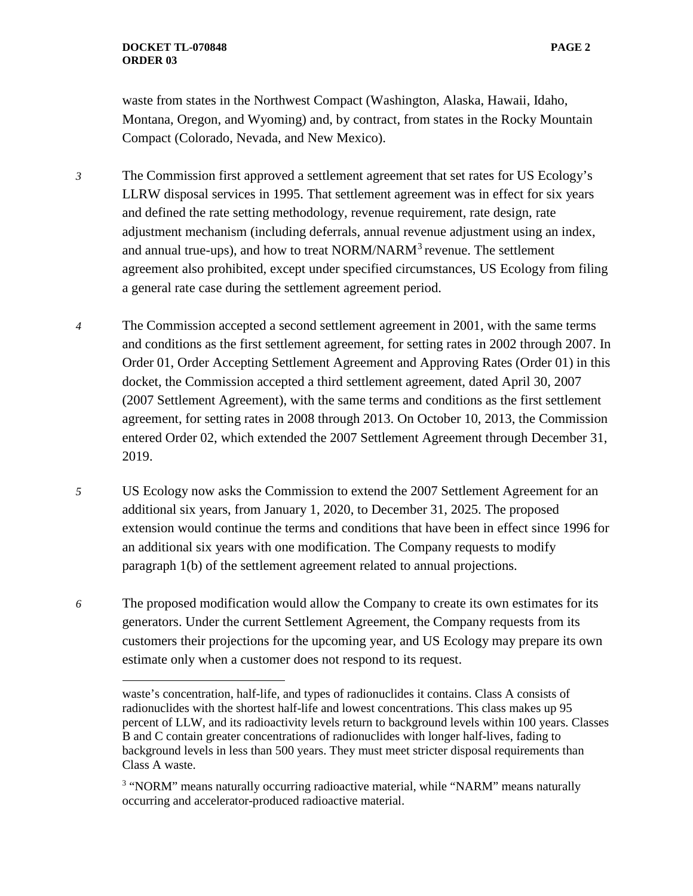waste from states in the Northwest Compact (Washington, Alaska, Hawaii, Idaho, Montana, Oregon, and Wyoming) and, by contract, from states in the Rocky Mountain Compact (Colorado, Nevada, and New Mexico).

*3* The Commission first approved a settlement agreement that set rates for US Ecology's LLRW disposal services in 1995. That settlement agreement was in effect for six years and defined the rate setting methodology, revenue requirement, rate design, rate adjustment mechanism (including deferrals, annual revenue adjustment using an index, and annual true-ups), and how to treat NORM/NARM[3] revenue. The settlement agreement also prohibited, except under specified circumstances, US Ecology from filing a general rate case during the settlement agreement period.

*4* The Commission accepted a second settlement agreement in 2001, with the same terms and conditions as the first settlement agreement, for setting rates in 2002 through 2007. In Order 01, Order Accepting Settlement Agreement and Approving Rates (Order 01) in this docket, the Commission accepted a third settlement agreement, dated April 30, 2007 (2007 Settlement Agreement), with the same terms and conditions as the first settlement agreement, for setting rates in 2008 through 2013. On October 10, 2013, the Commission entered Order 02, which extended the 2007 Settlement Agreement through December 31, 2019.

*5* US Ecology now asks the Commission to extend the 2007 Settlement Agreement for an additional six years, from January 1, 2020, to December 31, 2025. The proposed extension would continue the terms and conditions that have been in effect since 1996 for an additional six years with one modification. The Company requests to modify paragraph 1(b) of the settlement agreement related to annual projections.

*6* The proposed modification would allow the Company to create its own estimates for its generators. Under the current Settlement Agreement, the Company requests from its customers their projections for the upcoming year, and US Ecology may prepare its own estimate only when a customer does not respond to its request.

---

waste's concentration, half-life, and types of radionuclides it contains. Class A consists of radionuclides with the shortest half-life and lowest concentrations. This class makes up 95 percent of LLW, and its radioactivity levels return to background levels within 100 years. Classes B and C contain greater concentrations of radionuclides with longer half-lives, fading to background levels in less than 500 years. They must meet stricter disposal requirements than Class A waste.

[3] "NORM" means naturally occurring radioactive material, while "NARM" means naturally occurring and accelerator-produced radioactive material.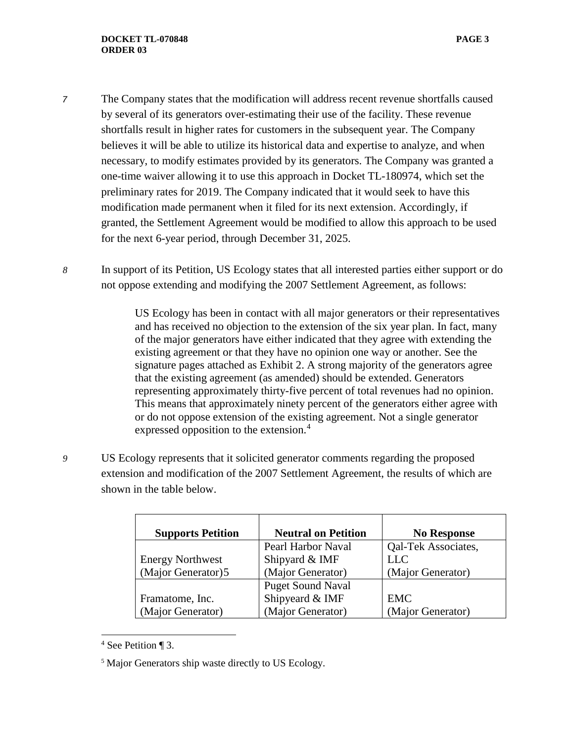7 The Company states that the modification will address recent revenue shortfalls caused by several of its generators over-estimating their use of the facility. These revenue shortfalls result in higher rates for customers in the subsequent year. The Company believes it will be able to utilize its historical data and expertise to analyze, and when necessary, to modify estimates provided by its generators. The Company was granted a one-time waiver allowing it to use this approach in Docket TL-180974, which set the preliminary rates for 2019. The Company indicated that it would seek to have this modification made permanent when it filed for its next extension. Accordingly, if granted, the Settlement Agreement would be modified to allow this approach to be used for the next 6-year period, through December 31, 2025.

8 In support of its Petition, US Ecology states that all interested parties either support or do not oppose extending and modifying the 2007 Settlement Agreement, as follows:

> US Ecology has been in contact with all major generators or their representatives and has received no objection to the extension of the six year plan. In fact, many of the major generators have either indicated that they agree with extending the existing agreement or that they have no opinion one way or another. See the signature pages attached as Exhibit 2. A strong majority of the generators agree that the existing agreement (as amended) should be extended. Generators representing approximately thirty-five percent of total revenues had no opinion. This means that approximately ninety percent of the generators either agree with or do not oppose extension of the existing agreement. Not a single generator expressed opposition to the extension.[4]

9 US Ecology represents that it solicited generator comments regarding the proposed extension and modification of the 2007 Settlement Agreement, the results of which are shown in the table below.

| Supports Petition | Neutral on Petition | No Response |
|---|---|---|
| Energy Northwest (Major Generator)5 | Pearl Harbor Naval Shipyard & IMF (Major Generator) | Qal-Tek Associates, LLC (Major Generator) |
| Framatome, Inc. (Major Generator) | Puget Sound Naval Shipyeard & IMF (Major Generator) | EMC (Major Generator) |

[4] See Petition ¶ 3.

[5] Major Generators ship waste directly to US Ecology.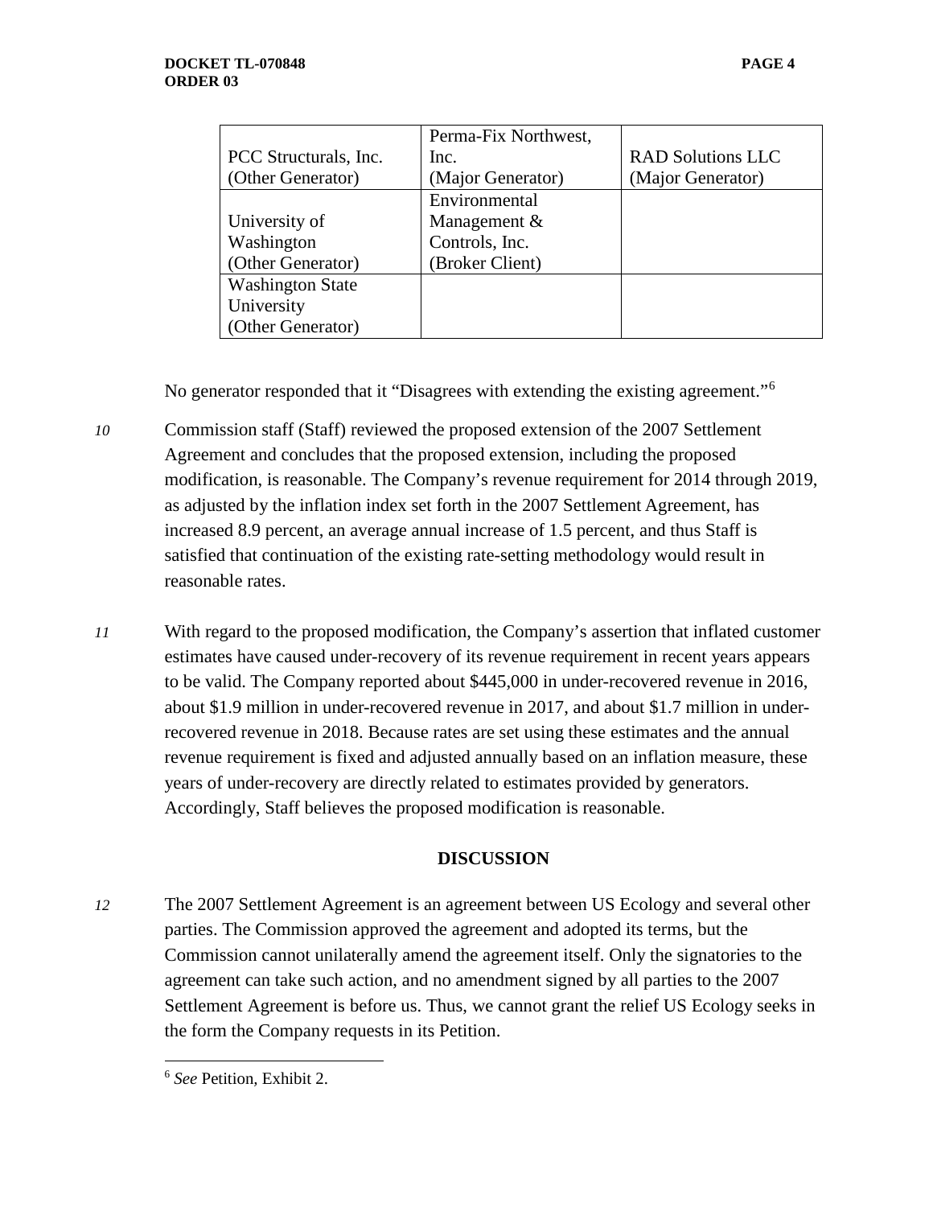| PCC Structurals, Inc. (Other Generator) | Perma-Fix Northwest, Inc. (Major Generator) | RAD Solutions LLC (Major Generator) |
|---|---|---|
| University of Washington (Other Generator) | Environmental Management & Controls, Inc. (Broker Client) | |
| Washington State University (Other Generator) | | |

No generator responded that it "Disagrees with extending the existing agreement."[6]

*10* Commission staff (Staff) reviewed the proposed extension of the 2007 Settlement Agreement and concludes that the proposed extension, including the proposed modification, is reasonable. The Company's revenue requirement for 2014 through 2019, as adjusted by the inflation index set forth in the 2007 Settlement Agreement, has increased 8.9 percent, an average annual increase of 1.5 percent, and thus Staff is satisfied that continuation of the existing rate-setting methodology would result in reasonable rates.

*11* With regard to the proposed modification, the Company's assertion that inflated customer estimates have caused under-recovery of its revenue requirement in recent years appears to be valid. The Company reported about $445,000 in under-recovered revenue in 2016, about $1.9 million in under-recovered revenue in 2017, and about $1.7 million in under-recovered revenue in 2018. Because rates are set using these estimates and the annual revenue requirement is fixed and adjusted annually based on an inflation measure, these years of under-recovery are directly related to estimates provided by generators. Accordingly, Staff believes the proposed modification is reasonable.

## DISCUSSION

*12* The 2007 Settlement Agreement is an agreement between US Ecology and several other parties. The Commission approved the agreement and adopted its terms, but the Commission cannot unilaterally amend the agreement itself. Only the signatories to the agreement can take such action, and no amendment signed by all parties to the 2007 Settlement Agreement is before us. Thus, we cannot grant the relief US Ecology seeks in the form the Company requests in its Petition.

---

[6] *See* Petition, Exhibit 2.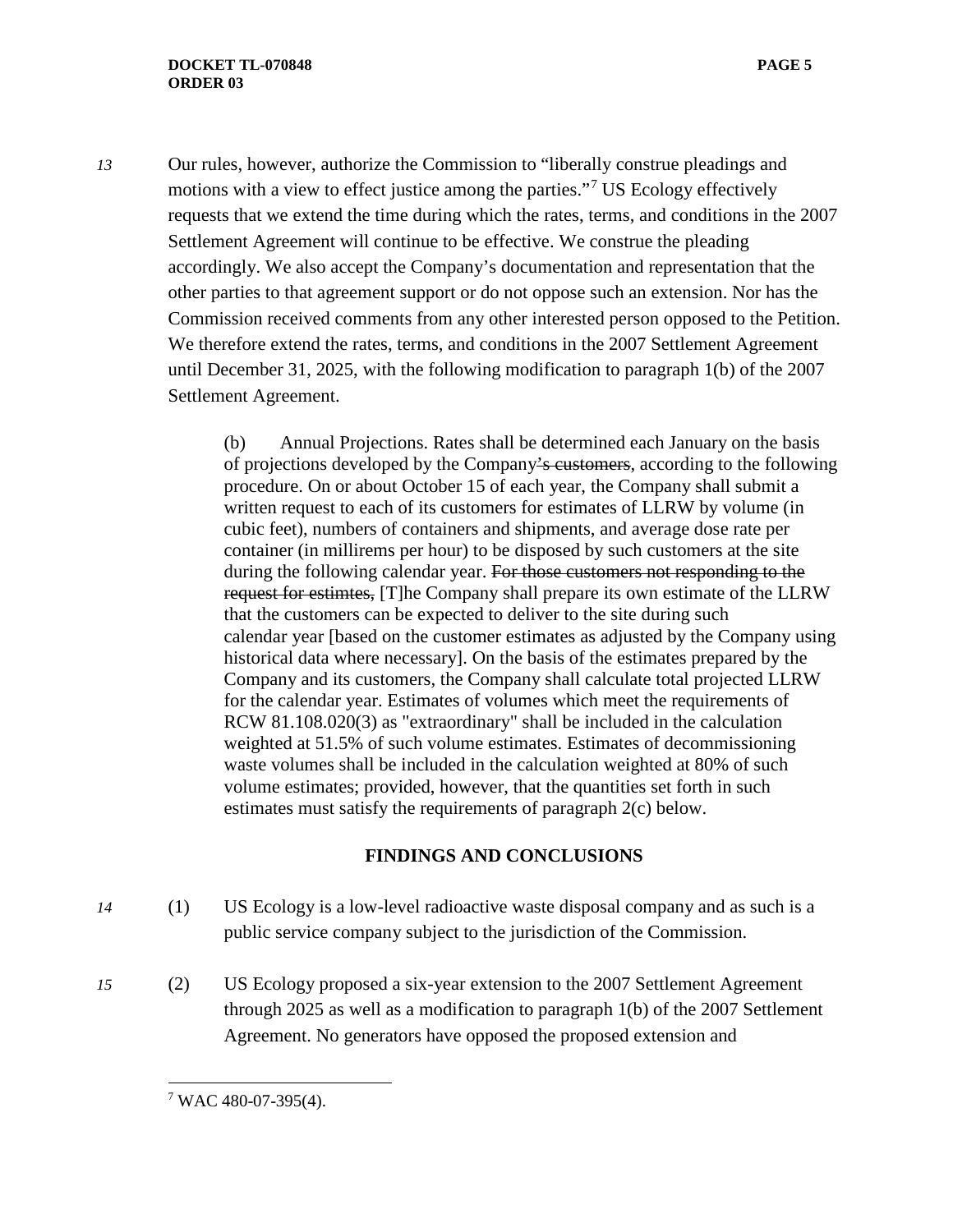13 Our rules, however, authorize the Commission to "liberally construe pleadings and motions with a view to effect justice among the parties."[7] US Ecology effectively requests that we extend the time during which the rates, terms, and conditions in the 2007 Settlement Agreement will continue to be effective. We construe the pleading accordingly. We also accept the Company's documentation and representation that the other parties to that agreement support or do not oppose such an extension. Nor has the Commission received comments from any other interested person opposed to the Petition. We therefore extend the rates, terms, and conditions in the 2007 Settlement Agreement until December 31, 2025, with the following modification to paragraph 1(b) of the 2007 Settlement Agreement.

> (b) Annual Projections. Rates shall be determined each January on the basis of projections developed by the Company~~'s customers~~, according to the following procedure. On or about October 15 of each year, the Company shall submit a written request to each of its customers for estimates of LLRW by volume (in cubic feet), numbers of containers and shipments, and average dose rate per container (in millirems per hour) to be disposed by such customers at the site during the following calendar year. ~~For those customers not responding to the request for estimtes,~~ [T]he Company shall prepare its own estimate of the LLRW that the customers can be expected to deliver to the site during such calendar year [based on the customer estimates as adjusted by the Company using historical data where necessary]. On the basis of the estimates prepared by the Company and its customers, the Company shall calculate total projected LLRW for the calendar year. Estimates of volumes which meet the requirements of RCW 81.108.020(3) as "extraordinary" shall be included in the calculation weighted at 51.5% of such volume estimates. Estimates of decommissioning waste volumes shall be included in the calculation weighted at 80% of such volume estimates; provided, however, that the quantities set forth in such estimates must satisfy the requirements of paragraph 2(c) below.

## FINDINGS AND CONCLUSIONS

14 (1) US Ecology is a low-level radioactive waste disposal company and as such is a public service company subject to the jurisdiction of the Commission.

15 (2) US Ecology proposed a six-year extension to the 2007 Settlement Agreement through 2025 as well as a modification to paragraph 1(b) of the 2007 Settlement Agreement. No generators have opposed the proposed extension and

[7] WAC 480-07-395(4).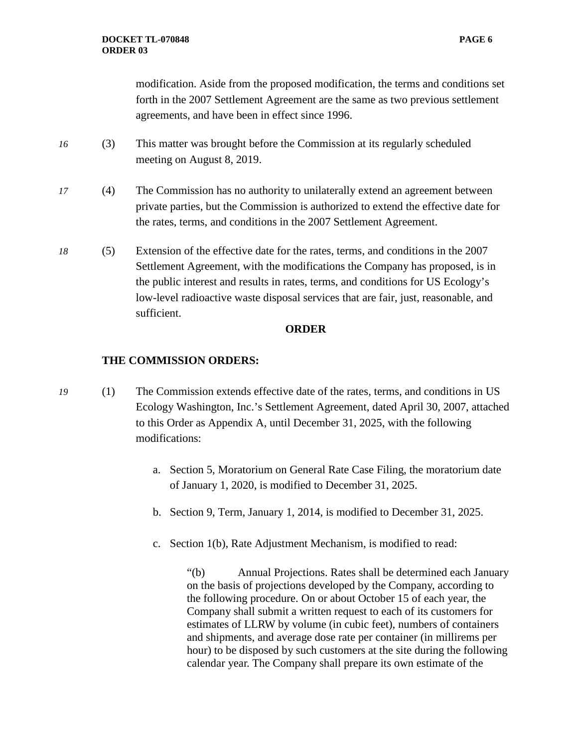modification. Aside from the proposed modification, the terms and conditions set forth in the 2007 Settlement Agreement are the same as two previous settlement agreements, and have been in effect since 1996.

*16* (3) This matter was brought before the Commission at its regularly scheduled meeting on August 8, 2019.

*17* (4) The Commission has no authority to unilaterally extend an agreement between private parties, but the Commission is authorized to extend the effective date for the rates, terms, and conditions in the 2007 Settlement Agreement.

*18* (5) Extension of the effective date for the rates, terms, and conditions in the 2007 Settlement Agreement, with the modifications the Company has proposed, is in the public interest and results in rates, terms, and conditions for US Ecology's low-level radioactive waste disposal services that are fair, just, reasonable, and sufficient.

## ORDER

**THE COMMISSION ORDERS:**

*19* (1) The Commission extends effective date of the rates, terms, and conditions in US Ecology Washington, Inc.'s Settlement Agreement, dated April 30, 2007, attached to this Order as Appendix A, until December 31, 2025, with the following modifications:

a. Section 5, Moratorium on General Rate Case Filing, the moratorium date of January 1, 2020, is modified to December 31, 2025.

b. Section 9, Term, January 1, 2014, is modified to December 31, 2025.

c. Section 1(b), Rate Adjustment Mechanism, is modified to read:

> "(b) Annual Projections. Rates shall be determined each January on the basis of projections developed by the Company, according to the following procedure. On or about October 15 of each year, the Company shall submit a written request to each of its customers for estimates of LLRW by volume (in cubic feet), numbers of containers and shipments, and average dose rate per container (in millirems per hour) to be disposed by such customers at the site during the following calendar year. The Company shall prepare its own estimate of the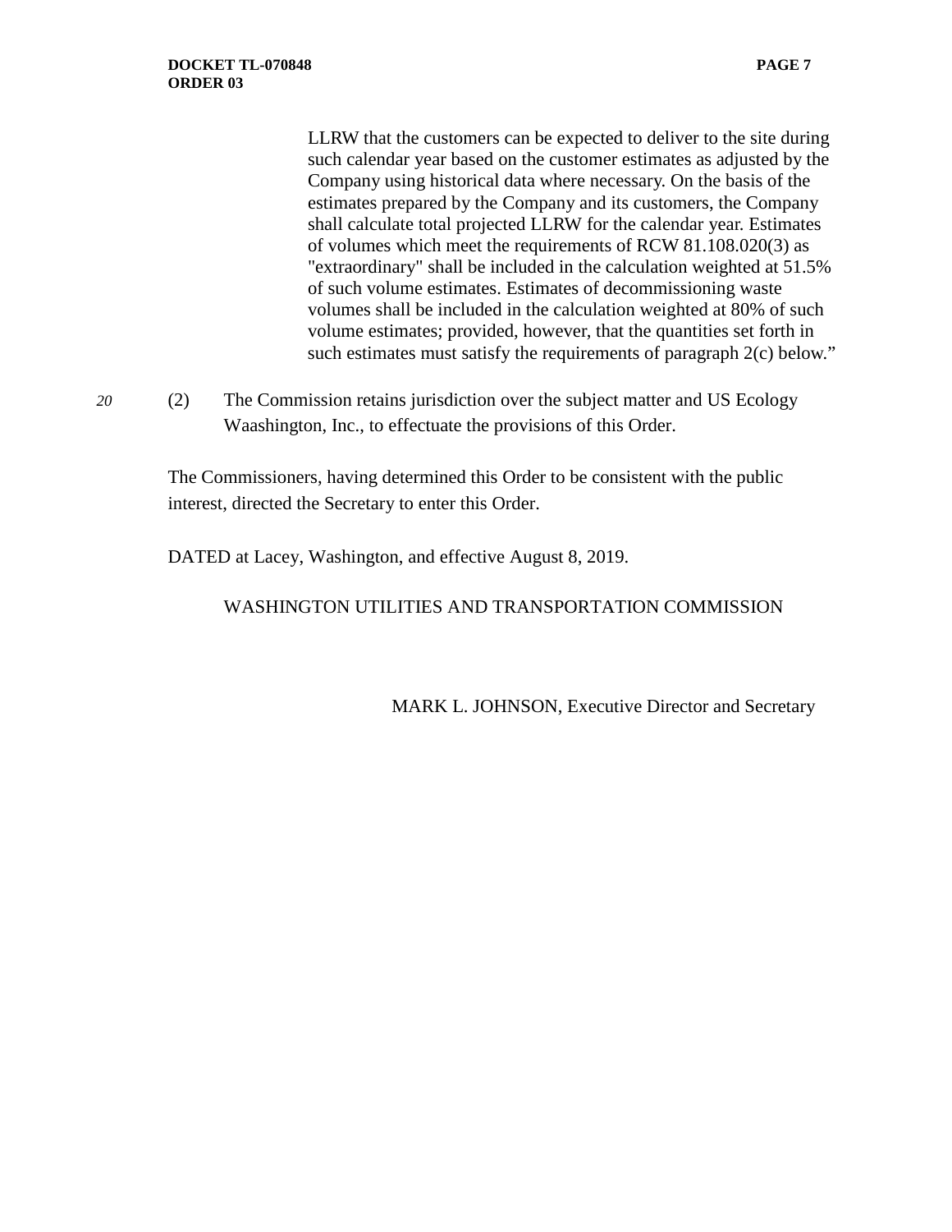LLRW that the customers can be expected to deliver to the site during such calendar year based on the customer estimates as adjusted by the Company using historical data where necessary. On the basis of the estimates prepared by the Company and its customers, the Company shall calculate total projected LLRW for the calendar year. Estimates of volumes which meet the requirements of RCW 81.108.020(3) as "extraordinary" shall be included in the calculation weighted at 51.5% of such volume estimates. Estimates of decommissioning waste volumes shall be included in the calculation weighted at 80% of such volume estimates; provided, however, that the quantities set forth in such estimates must satisfy the requirements of paragraph 2(c) below."

*20* (2) The Commission retains jurisdiction over the subject matter and US Ecology Waashington, Inc., to effectuate the provisions of this Order.

The Commissioners, having determined this Order to be consistent with the public interest, directed the Secretary to enter this Order.

DATED at Lacey, Washington, and effective August 8, 2019.

WASHINGTON UTILITIES AND TRANSPORTATION COMMISSION

MARK L. JOHNSON, Executive Director and Secretary